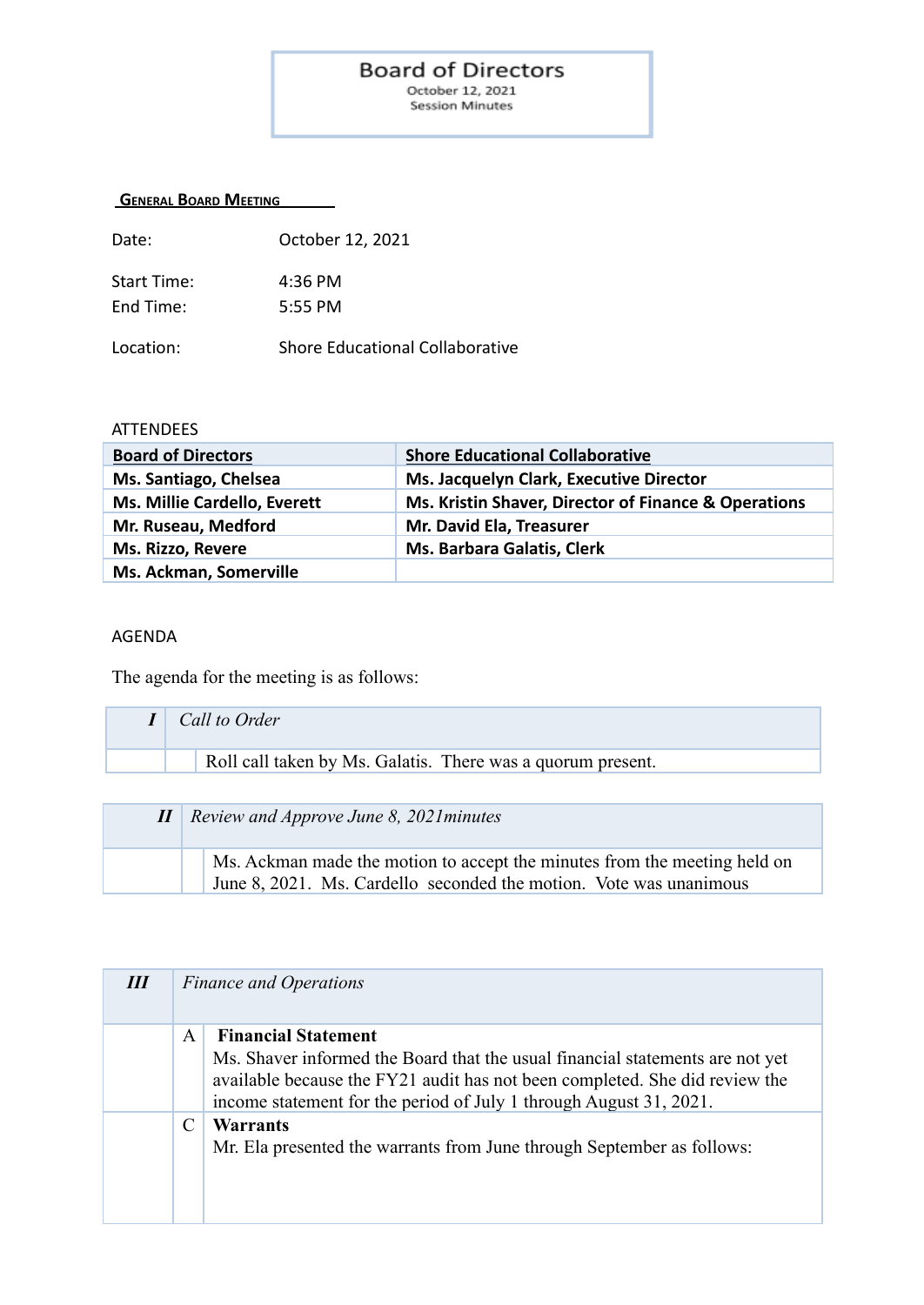# Board of Directors

October 12, 2021
Session Minutes

## General Board Meeting

Date: October 12, 2021

Start Time: 4:36 PM
End Time: 5:55 PM

Location: Shore Educational Collaborative

ATTENDEES

| Board of Directors | Shore Educational Collaborative |
|---|---|
| **Ms. Santiago, Chelsea** | **Ms. Jacquelyn Clark, Executive Director** |
| **Ms. Millie Cardello, Everett** | **Ms. Kristin Shaver, Director of Finance & Operations** |
| **Mr. Ruseau, Medford** | **Mr. David Ela, Treasurer** |
| **Ms. Rizzo, Revere** | **Ms. Barbara Galatis, Clerk** |
| **Ms. Ackman, Somerville** | |

AGENDA

The agenda for the meeting is as follows:

| ***I*** | *Call to Order* |
|---|---|
| | Roll call taken by Ms. Galatis. There was a quorum present. |

| ***II*** | *Review and Approve June 8, 2021minutes* |
|---|---|
| | Ms. Ackman made the motion to accept the minutes from the meeting held on June 8, 2021. Ms. Cardello seconded the motion. Vote was unanimous |

| ***III*** | | *Finance and Operations* |
|---|---|---|
| | A | **Financial Statement** Ms. Shaver informed the Board that the usual financial statements are not yet available because the FY21 audit has not been completed. She did review the income statement for the period of July 1 through August 31, 2021. |
| | C | **Warrants** Mr. Ela presented the warrants from June through September as follows: |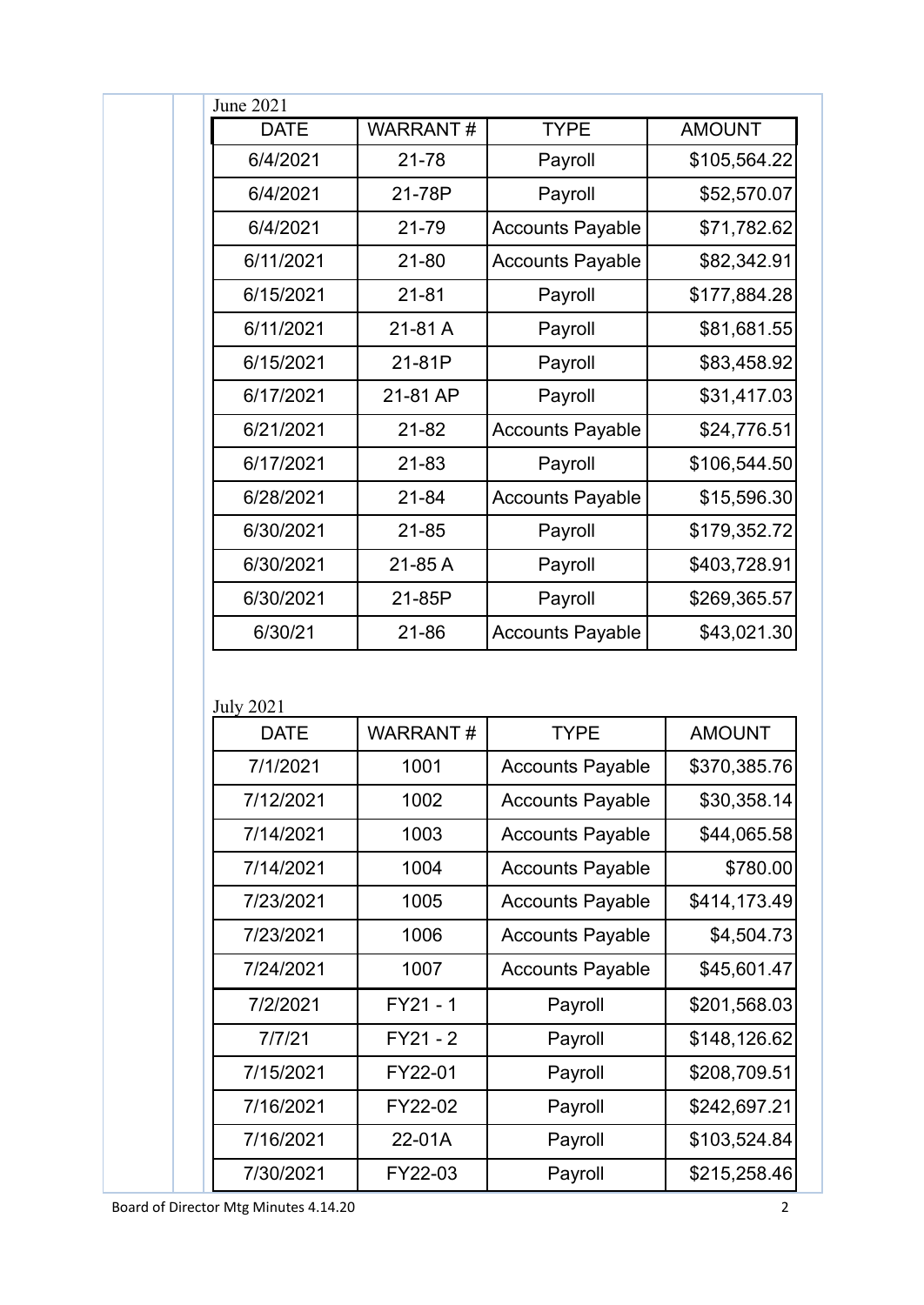June 2021

| DATE | WARRANT # | TYPE | AMOUNT |
|---|---|---|---|
| 6/4/2021 | 21-78 | Payroll | $105,564.22 |
| 6/4/2021 | 21-78P | Payroll | $52,570.07 |
| 6/4/2021 | 21-79 | Accounts Payable | $71,782.62 |
| 6/11/2021 | 21-80 | Accounts Payable | $82,342.91 |
| 6/15/2021 | 21-81 | Payroll | $177,884.28 |
| 6/11/2021 | 21-81 A | Payroll | $81,681.55 |
| 6/15/2021 | 21-81P | Payroll | $83,458.92 |
| 6/17/2021 | 21-81 AP | Payroll | $31,417.03 |
| 6/21/2021 | 21-82 | Accounts Payable | $24,776.51 |
| 6/17/2021 | 21-83 | Payroll | $106,544.50 |
| 6/28/2021 | 21-84 | Accounts Payable | $15,596.30 |
| 6/30/2021 | 21-85 | Payroll | $179,352.72 |
| 6/30/2021 | 21-85 A | Payroll | $403,728.91 |
| 6/30/2021 | 21-85P | Payroll | $269,365.57 |
| 6/30/21 | 21-86 | Accounts Payable | $43,021.30 |

July 2021

| DATE | WARRANT # | TYPE | AMOUNT |
|---|---|---|---|
| 7/1/2021 | 1001 | Accounts Payable | $370,385.76 |
| 7/12/2021 | 1002 | Accounts Payable | $30,358.14 |
| 7/14/2021 | 1003 | Accounts Payable | $44,065.58 |
| 7/14/2021 | 1004 | Accounts Payable | $780.00 |
| 7/23/2021 | 1005 | Accounts Payable | $414,173.49 |
| 7/23/2021 | 1006 | Accounts Payable | $4,504.73 |
| 7/24/2021 | 1007 | Accounts Payable | $45,601.47 |
| 7/2/2021 | FY21 - 1 | Payroll | $201,568.03 |
| 7/7/21 | FY21 - 2 | Payroll | $148,126.62 |
| 7/15/2021 | FY22-01 | Payroll | $208,709.51 |
| 7/16/2021 | FY22-02 | Payroll | $242,697.21 |
| 7/16/2021 | 22-01A | Payroll | $103,524.84 |
| 7/30/2021 | FY22-03 | Payroll | $215,258.46 |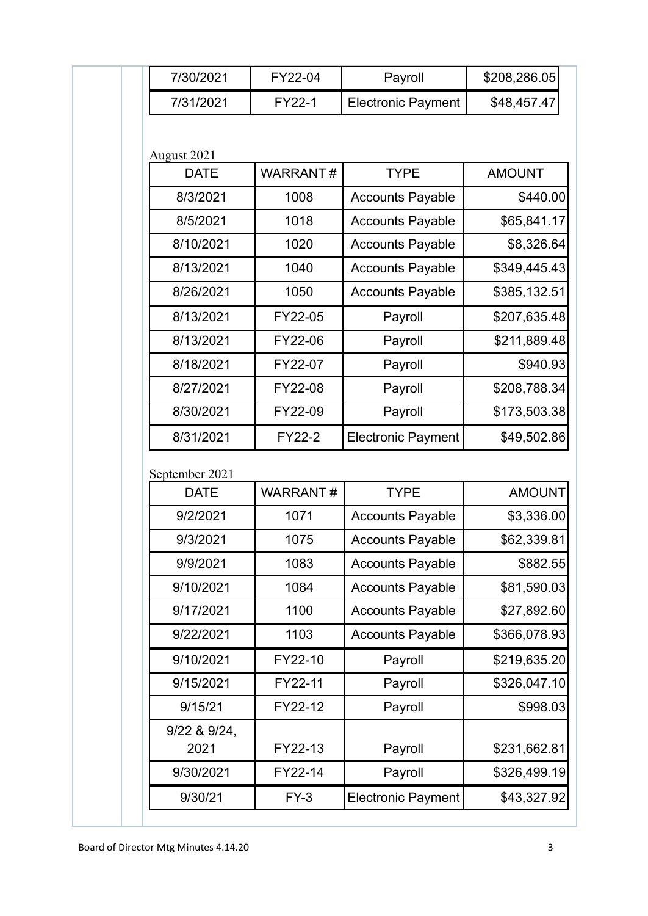| 7/30/2021 | FY22-04 | Payroll | $208,286.05 |
|---|---|---|---|
| 7/31/2021 | FY22-1 | Electronic Payment | $48,457.47 |

August 2021

| DATE | WARRANT # | TYPE | AMOUNT |
|---|---|---|---|
| 8/3/2021 | 1008 | Accounts Payable | $440.00 |
| 8/5/2021 | 1018 | Accounts Payable | $65,841.17 |
| 8/10/2021 | 1020 | Accounts Payable | $8,326.64 |
| 8/13/2021 | 1040 | Accounts Payable | $349,445.43 |
| 8/26/2021 | 1050 | Accounts Payable | $385,132.51 |
| 8/13/2021 | FY22-05 | Payroll | $207,635.48 |
| 8/13/2021 | FY22-06 | Payroll | $211,889.48 |
| 8/18/2021 | FY22-07 | Payroll | $940.93 |
| 8/27/2021 | FY22-08 | Payroll | $208,788.34 |
| 8/30/2021 | FY22-09 | Payroll | $173,503.38 |
| 8/31/2021 | FY22-2 | Electronic Payment | $49,502.86 |

September 2021

| DATE | WARRANT # | TYPE | AMOUNT |
|---|---|---|---|
| 9/2/2021 | 1071 | Accounts Payable | $3,336.00 |
| 9/3/2021 | 1075 | Accounts Payable | $62,339.81 |
| 9/9/2021 | 1083 | Accounts Payable | $882.55 |
| 9/10/2021 | 1084 | Accounts Payable | $81,590.03 |
| 9/17/2021 | 1100 | Accounts Payable | $27,892.60 |
| 9/22/2021 | 1103 | Accounts Payable | $366,078.93 |
| 9/10/2021 | FY22-10 | Payroll | $219,635.20 |
| 9/15/2021 | FY22-11 | Payroll | $326,047.10 |
| 9/15/21 | FY22-12 | Payroll | $998.03 |
| 9/22 & 9/24, 2021 | FY22-13 | Payroll | $231,662.81 |
| 9/30/2021 | FY22-14 | Payroll | $326,499.19 |
| 9/30/21 | FY-3 | Electronic Payment | $43,327.92 |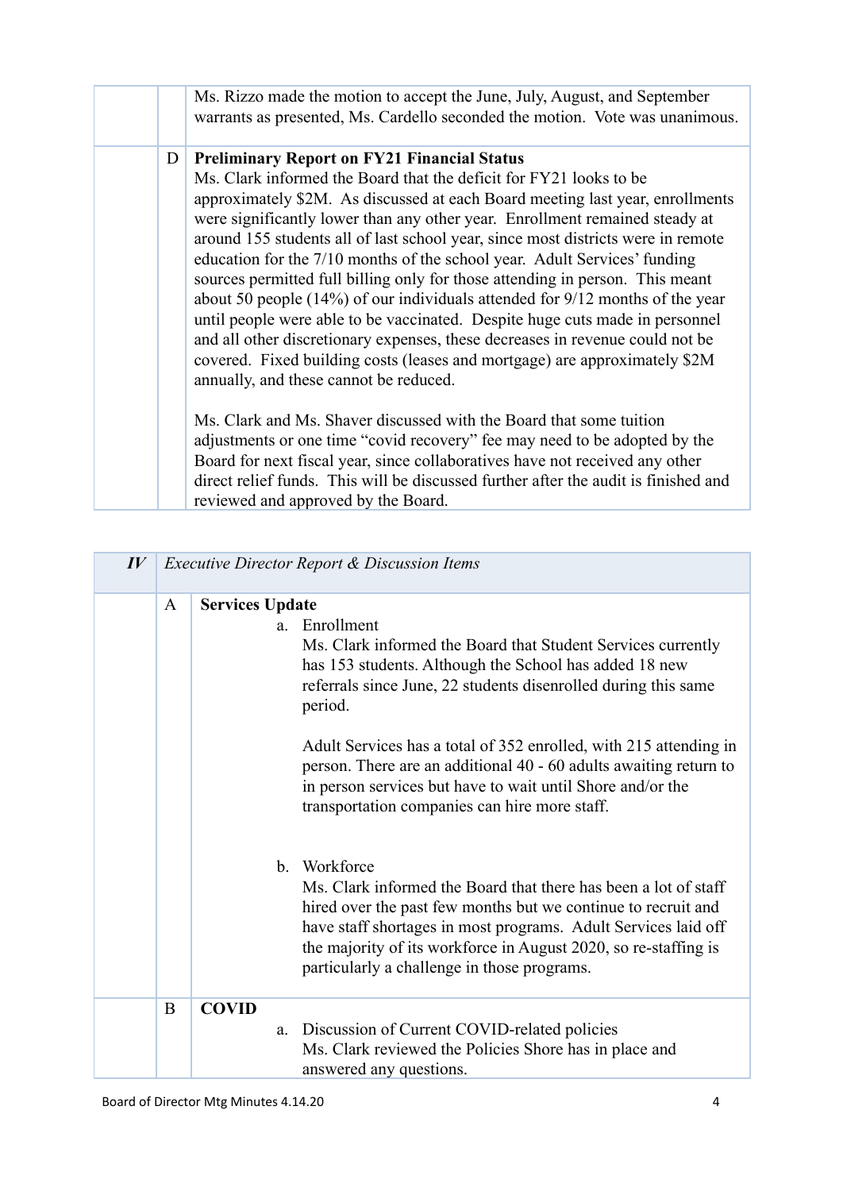| | | |
|---|---|---|
| | | Ms. Rizzo made the motion to accept the June, July, August, and September warrants as presented, Ms. Cardello seconded the motion. Vote was unanimous. |
| | D | **Preliminary Report on FY21 Financial Status**<br>Ms. Clark informed the Board that the deficit for FY21 looks to be approximately $2M. As discussed at each Board meeting last year, enrollments were significantly lower than any other year. Enrollment remained steady at around 155 students all of last school year, since most districts were in remote education for the 7/10 months of the school year. Adult Services' funding sources permitted full billing only for those attending in person. This meant about 50 people (14%) of our individuals attended for 9/12 months of the year until people were able to be vaccinated. Despite huge cuts made in personnel and all other discretionary expenses, these decreases in revenue could not be covered. Fixed building costs (leases and mortgage) are approximately $2M annually, and these cannot be reduced.<br><br>Ms. Clark and Ms. Shaver discussed with the Board that some tuition adjustments or one time "covid recovery" fee may need to be adopted by the Board for next fiscal year, since collaboratives have not received any other direct relief funds. This will be discussed further after the audit is finished and reviewed and approved by the Board. |

| ***IV*** | *Executive Director Report & Discussion Items* | |
|---|---|---|
| | A | **Services Update**<br>a. Enrollment<br>Ms. Clark informed the Board that Student Services currently has 153 students. Although the School has added 18 new referrals since June, 22 students disenrolled during this same period.<br><br>Adult Services has a total of 352 enrolled, with 215 attending in person. There are an additional 40 - 60 adults awaiting return to in person services but have to wait until Shore and/or the transportation companies can hire more staff.<br><br>b. Workforce<br>Ms. Clark informed the Board that there has been a lot of staff hired over the past few months but we continue to recruit and have staff shortages in most programs. Adult Services laid off the majority of its workforce in August 2020, so re-staffing is particularly a challenge in those programs. |
| | B | **COVID**<br>a. Discussion of Current COVID-related policies<br>Ms. Clark reviewed the Policies Shore has in place and answered any questions. |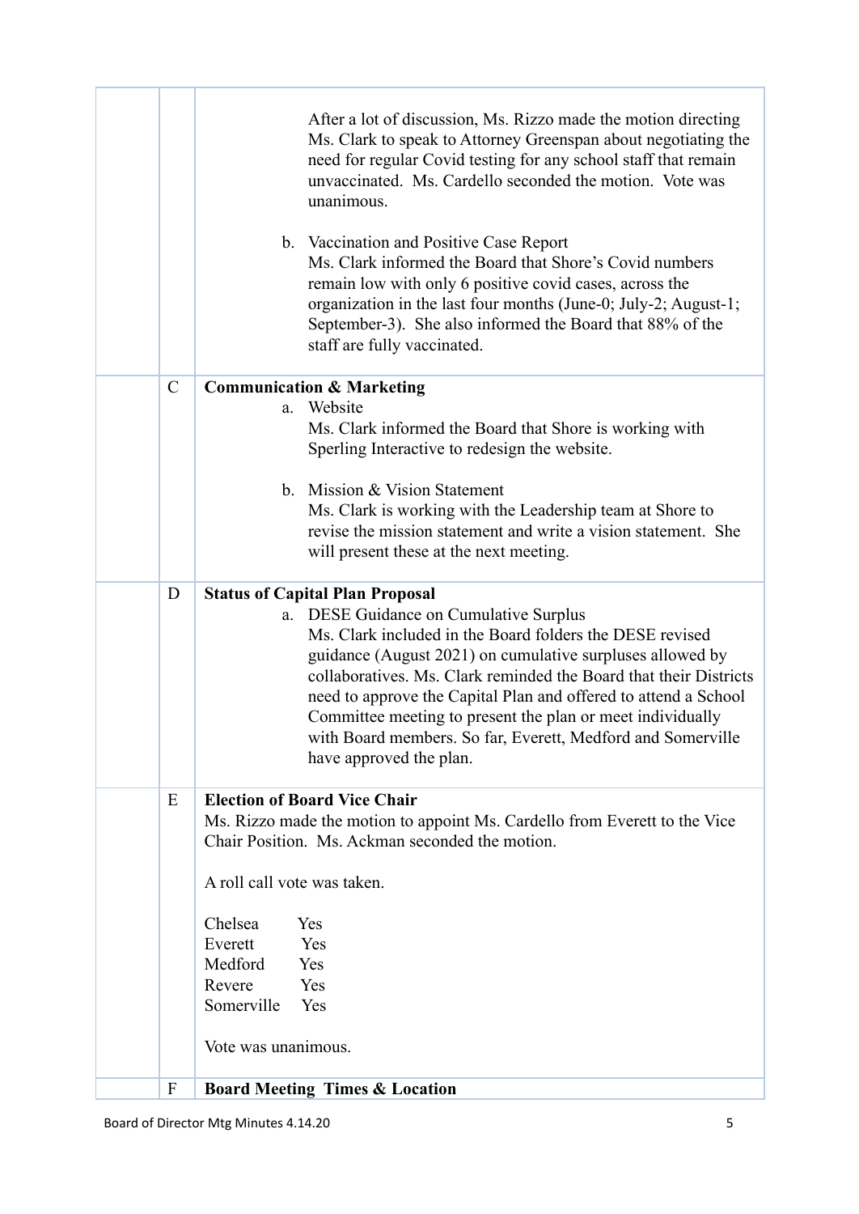| | | |
|---|---|---|
| | | After a lot of discussion, Ms. Rizzo made the motion directing Ms. Clark to speak to Attorney Greenspan about negotiating the need for regular Covid testing for any school staff that remain unvaccinated. Ms. Cardello seconded the motion. Vote was unanimous.<br><br>b. Vaccination and Positive Case Report<br>Ms. Clark informed the Board that Shore's Covid numbers remain low with only 6 positive covid cases, across the organization in the last four months (June-0; July-2; August-1; September-3). She also informed the Board that 88% of the staff are fully vaccinated. |
| | C | **Communication & Marketing**<br>a. Website<br>Ms. Clark informed the Board that Shore is working with Sperling Interactive to redesign the website.<br><br>b. Mission & Vision Statement<br>Ms. Clark is working with the Leadership team at Shore to revise the mission statement and write a vision statement. She will present these at the next meeting. |
| | D | **Status of Capital Plan Proposal**<br>a. DESE Guidance on Cumulative Surplus<br>Ms. Clark included in the Board folders the DESE revised guidance (August 2021) on cumulative surpluses allowed by collaboratives. Ms. Clark reminded the Board that their Districts need to approve the Capital Plan and offered to attend a School Committee meeting to present the plan or meet individually with Board members. So far, Everett, Medford and Somerville have approved the plan. |
| | E | **Election of Board Vice Chair**<br>Ms. Rizzo made the motion to appoint Ms. Cardello from Everett to the Vice Chair Position. Ms. Ackman seconded the motion.<br><br>A roll call vote was taken.<br><br>Chelsea Yes<br>Everett Yes<br>Medford Yes<br>Revere Yes<br>Somerville Yes<br><br>Vote was unanimous. |
| | F | **Board Meeting Times & Location** |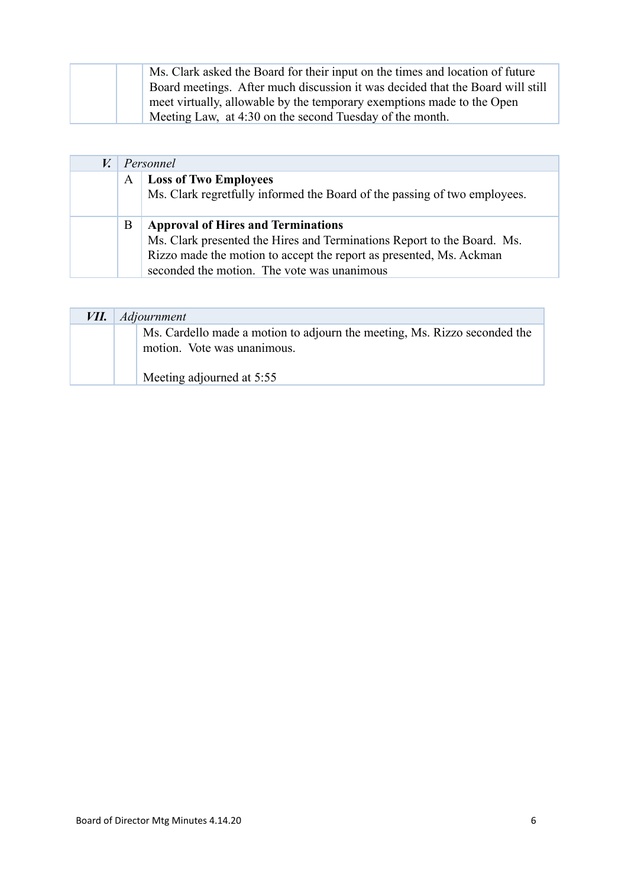| | | |
|---|---|---|
| | | Ms. Clark asked the Board for their input on the times and location of future Board meetings. After much discussion it was decided that the Board will still meet virtually, allowable by the temporary exemptions made to the Open Meeting Law, at 4:30 on the second Tuesday of the month. |

| ***V.*** | *Personnel* | |
|---|---|---|
| | A | **Loss of Two Employees**<br>Ms. Clark regretfully informed the Board of the passing of two employees. |
| | B | **Approval of Hires and Terminations**<br>Ms. Clark presented the Hires and Terminations Report to the Board. Ms. Rizzo made the motion to accept the report as presented, Ms. Ackman seconded the motion. The vote was unanimous |

| ***VII.*** | *Adjournment* | |
|---|---|---|
| | | Ms. Cardello made a motion to adjourn the meeting, Ms. Rizzo seconded the motion. Vote was unanimous.<br><br>Meeting adjourned at 5:55 |